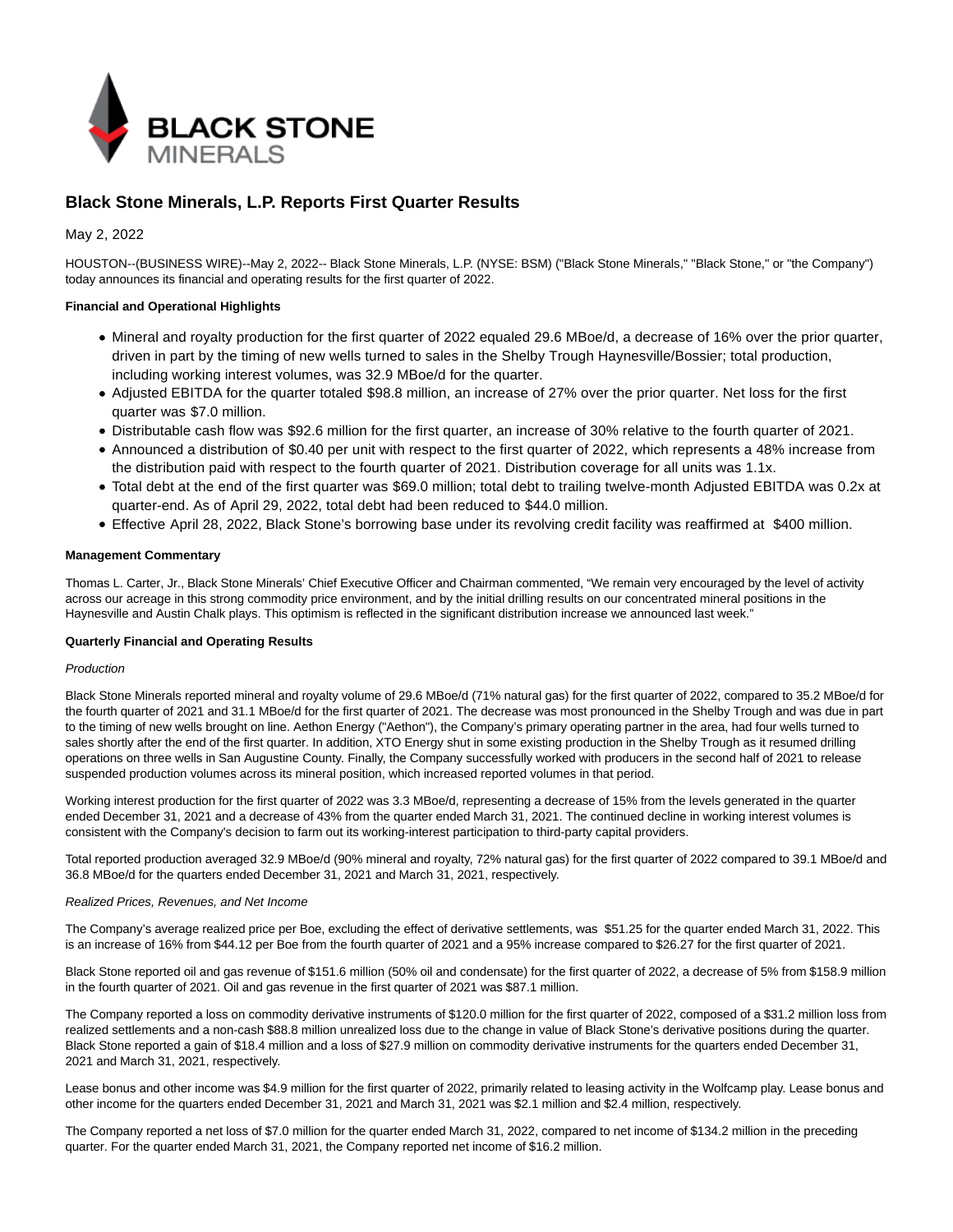# Black Stone Minerals, L.P. Reports First Quarter Results

May 2, 2022

HOUSTON--(BUSINESS WIRE)--May 2, 2022-- Black Stone Minerals, L.P. (NYSE: BSM) ("Black Stone Minerals," "Black Stone," or "the Company") today announces its financial and operating results for the first quarter of 2022.

**Financial and Operational Highlights**

- Mineral and royalty production for the first quarter of 2022 equaled 29.6 MBoe/d, a decrease of 16% over the prior quarter, driven in part by the timing of new wells turned to sales in the Shelby Trough Haynesville/Bossier; total production, including working interest volumes, was 32.9 MBoe/d for the quarter.
- Adjusted EBITDA for the quarter totaled $98.8 million, an increase of 27% over the prior quarter. Net loss for the first quarter was $7.0 million.
- Distributable cash flow was $92.6 million for the first quarter, an increase of 30% relative to the fourth quarter of 2021.
- Announced a distribution of $0.40 per unit with respect to the first quarter of 2022, which represents a 48% increase from the distribution paid with respect to the fourth quarter of 2021. Distribution coverage for all units was 1.1x.
- Total debt at the end of the first quarter was $69.0 million; total debt to trailing twelve-month Adjusted EBITDA was 0.2x at quarter-end. As of April 29, 2022, total debt had been reduced to $44.0 million.
- Effective April 28, 2022, Black Stone's borrowing base under its revolving credit facility was reaffirmed at $400 million.

**Management Commentary**

Thomas L. Carter, Jr., Black Stone Minerals' Chief Executive Officer and Chairman commented, "We remain very encouraged by the level of activity across our acreage in this strong commodity price environment, and by the initial drilling results on our concentrated mineral positions in the Haynesville and Austin Chalk plays. This optimism is reflected in the significant distribution increase we announced last week."

**Quarterly Financial and Operating Results**

*Production*

Black Stone Minerals reported mineral and royalty volume of 29.6 MBoe/d (71% natural gas) for the first quarter of 2022, compared to 35.2 MBoe/d for the fourth quarter of 2021 and 31.1 MBoe/d for the first quarter of 2021. The decrease was most pronounced in the Shelby Trough and was due in part to the timing of new wells brought on line. Aethon Energy ("Aethon"), the Company's primary operating partner in the area, had four wells turned to sales shortly after the end of the first quarter. In addition, XTO Energy shut in some existing production in the Shelby Trough as it resumed drilling operations on three wells in San Augustine County. Finally, the Company successfully worked with producers in the second half of 2021 to release suspended production volumes across its mineral position, which increased reported volumes in that period.

Working interest production for the first quarter of 2022 was 3.3 MBoe/d, representing a decrease of 15% from the levels generated in the quarter ended December 31, 2021 and a decrease of 43% from the quarter ended March 31, 2021. The continued decline in working interest volumes is consistent with the Company's decision to farm out its working-interest participation to third-party capital providers.

Total reported production averaged 32.9 MBoe/d (90% mineral and royalty, 72% natural gas) for the first quarter of 2022 compared to 39.1 MBoe/d and 36.8 MBoe/d for the quarters ended December 31, 2021 and March 31, 2021, respectively.

*Realized Prices, Revenues, and Net Income*

The Company's average realized price per Boe, excluding the effect of derivative settlements, was $51.25 for the quarter ended March 31, 2022. This is an increase of 16% from $44.12 per Boe from the fourth quarter of 2021 and a 95% increase compared to $26.27 for the first quarter of 2021.

Black Stone reported oil and gas revenue of $151.6 million (50% oil and condensate) for the first quarter of 2022, a decrease of 5% from $158.9 million in the fourth quarter of 2021. Oil and gas revenue in the first quarter of 2021 was $87.1 million.

The Company reported a loss on commodity derivative instruments of $120.0 million for the first quarter of 2022, composed of a $31.2 million loss from realized settlements and a non-cash $88.8 million unrealized loss due to the change in value of Black Stone's derivative positions during the quarter. Black Stone reported a gain of $18.4 million and a loss of $27.9 million on commodity derivative instruments for the quarters ended December 31, 2021 and March 31, 2021, respectively.

Lease bonus and other income was $4.9 million for the first quarter of 2022, primarily related to leasing activity in the Wolfcamp play. Lease bonus and other income for the quarters ended December 31, 2021 and March 31, 2021 was $2.1 million and $2.4 million, respectively.

The Company reported a net loss of $7.0 million for the quarter ended March 31, 2022, compared to net income of $134.2 million in the preceding quarter. For the quarter ended March 31, 2021, the Company reported net income of $16.2 million.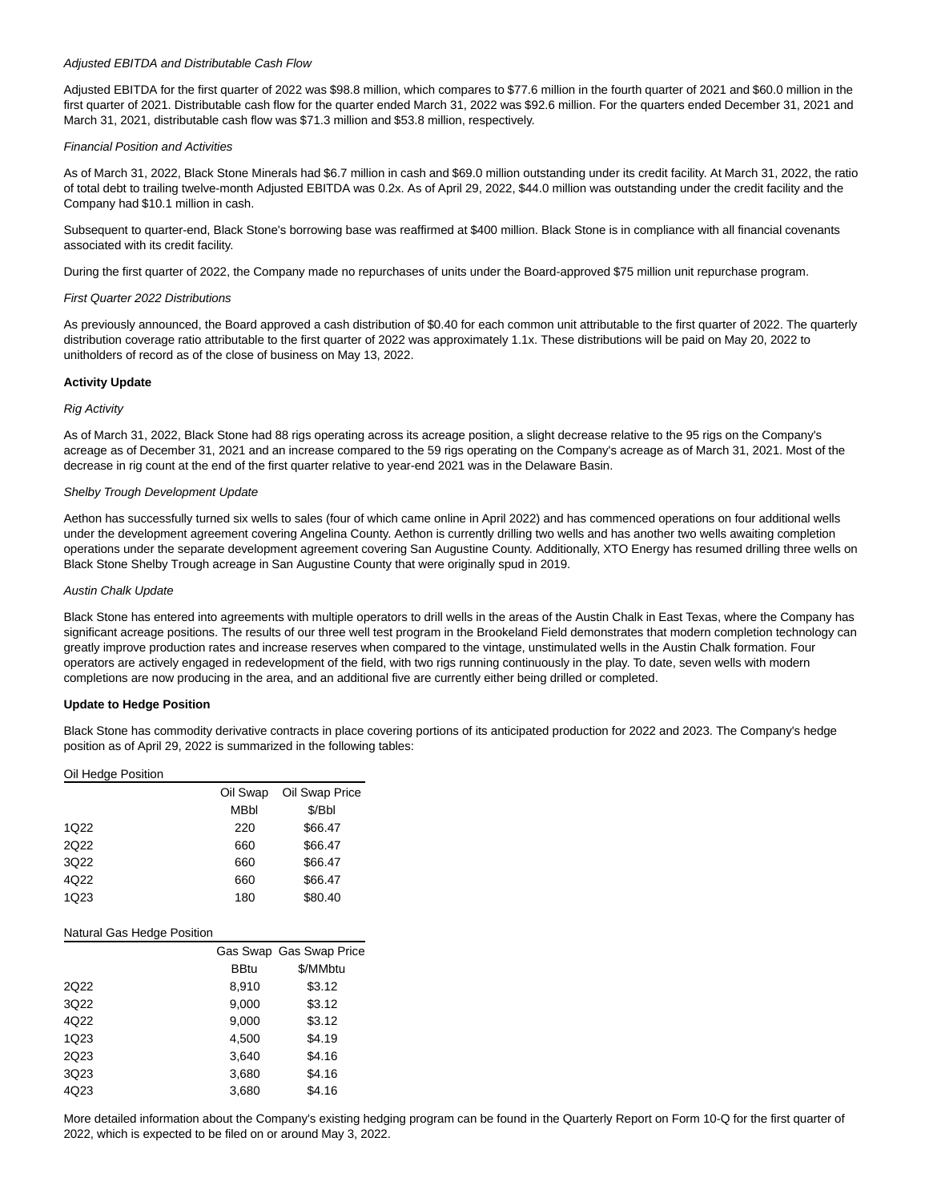*Adjusted EBITDA and Distributable Cash Flow*

Adjusted EBITDA for the first quarter of 2022 was $98.8 million, which compares to $77.6 million in the fourth quarter of 2021 and $60.0 million in the first quarter of 2021. Distributable cash flow for the quarter ended March 31, 2022 was $92.6 million. For the quarters ended December 31, 2021 and March 31, 2021, distributable cash flow was $71.3 million and $53.8 million, respectively.

*Financial Position and Activities*

As of March 31, 2022, Black Stone Minerals had $6.7 million in cash and $69.0 million outstanding under its credit facility. At March 31, 2022, the ratio of total debt to trailing twelve-month Adjusted EBITDA was 0.2x. As of April 29, 2022, $44.0 million was outstanding under the credit facility and the Company had $10.1 million in cash.

Subsequent to quarter-end, Black Stone's borrowing base was reaffirmed at $400 million. Black Stone is in compliance with all financial covenants associated with its credit facility.

During the first quarter of 2022, the Company made no repurchases of units under the Board-approved $75 million unit repurchase program.

*First Quarter 2022 Distributions*

As previously announced, the Board approved a cash distribution of $0.40 for each common unit attributable to the first quarter of 2022. The quarterly distribution coverage ratio attributable to the first quarter of 2022 was approximately 1.1x. These distributions will be paid on May 20, 2022 to unitholders of record as of the close of business on May 13, 2022.

**Activity Update**

*Rig Activity*

As of March 31, 2022, Black Stone had 88 rigs operating across its acreage position, a slight decrease relative to the 95 rigs on the Company's acreage as of December 31, 2021 and an increase compared to the 59 rigs operating on the Company's acreage as of March 31, 2021. Most of the decrease in rig count at the end of the first quarter relative to year-end 2021 was in the Delaware Basin.

*Shelby Trough Development Update*

Aethon has successfully turned six wells to sales (four of which came online in April 2022) and has commenced operations on four additional wells under the development agreement covering Angelina County. Aethon is currently drilling two wells and has another two wells awaiting completion operations under the separate development agreement covering San Augustine County. Additionally, XTO Energy has resumed drilling three wells on Black Stone Shelby Trough acreage in San Augustine County that were originally spud in 2019.

*Austin Chalk Update*

Black Stone has entered into agreements with multiple operators to drill wells in the areas of the Austin Chalk in East Texas, where the Company has significant acreage positions. The results of our three well test program in the Brookeland Field demonstrates that modern completion technology can greatly improve production rates and increase reserves when compared to the vintage, unstimulated wells in the Austin Chalk formation. Four operators are actively engaged in redevelopment of the field, with two rigs running continuously in the play. To date, seven wells with modern completions are now producing in the area, and an additional five are currently either being drilled or completed.

**Update to Hedge Position**

Black Stone has commodity derivative contracts in place covering portions of its anticipated production for 2022 and 2023. The Company's hedge position as of April 29, 2022 is summarized in the following tables:

Oil Hedge Position

| | Oil Swap | Oil Swap Price |
|---|---|---|
| | MBbl | $/Bbl |
| 1Q22 | 220 | $66.47 |
| 2Q22 | 660 | $66.47 |
| 3Q22 | 660 | $66.47 |
| 4Q22 | 660 | $66.47 |
| 1Q23 | 180 | $80.40 |

Natural Gas Hedge Position

| | Gas Swap | Gas Swap Price |
|---|---|---|
| | BBtu | $/MMbtu |
| 2Q22 | 8,910 | $3.12 |
| 3Q22 | 9,000 | $3.12 |
| 4Q22 | 9,000 | $3.12 |
| 1Q23 | 4,500 | $4.19 |
| 2Q23 | 3,640 | $4.16 |
| 3Q23 | 3,680 | $4.16 |
| 4Q23 | 3,680 | $4.16 |

More detailed information about the Company's existing hedging program can be found in the Quarterly Report on Form 10-Q for the first quarter of 2022, which is expected to be filed on or around May 3, 2022.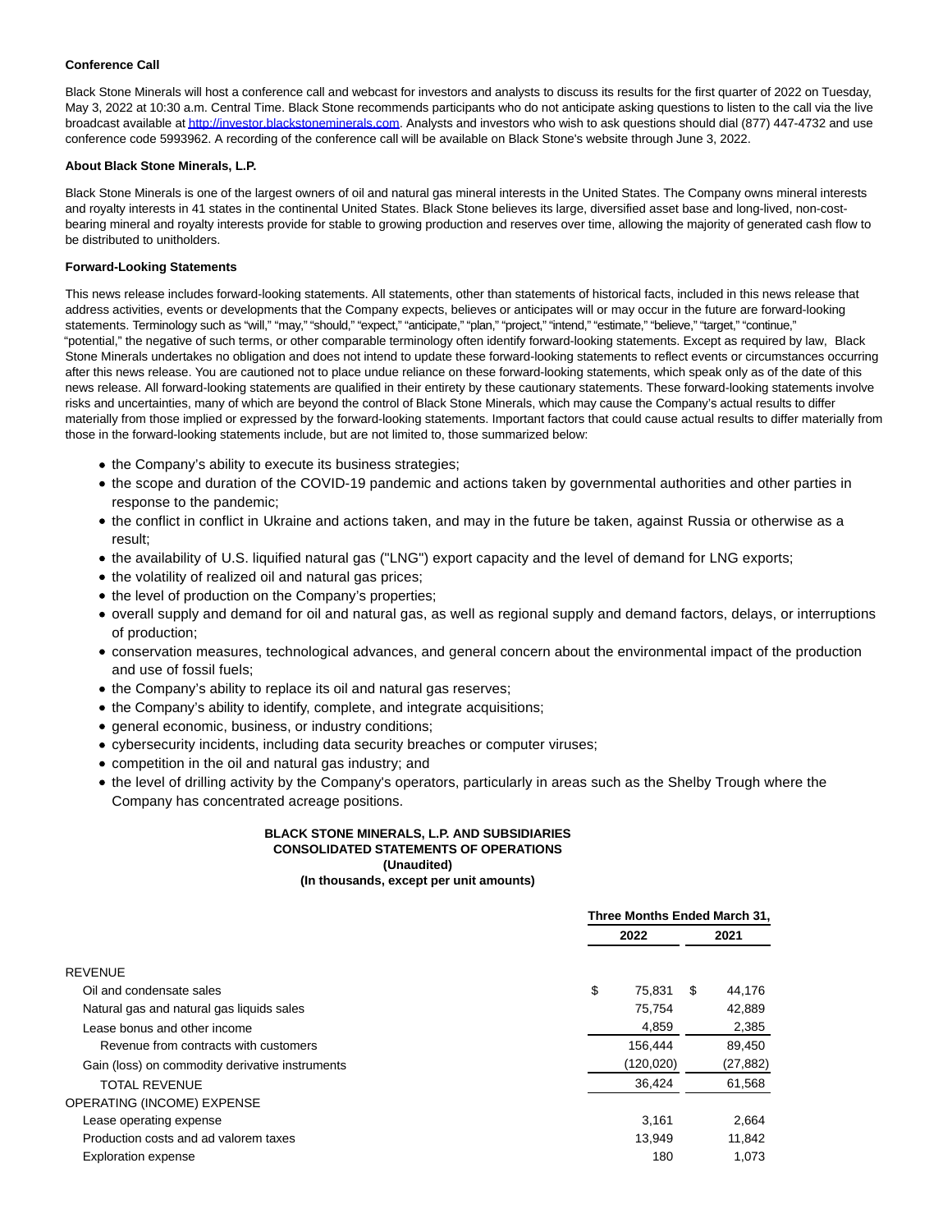**Conference Call**

Black Stone Minerals will host a conference call and webcast for investors and analysts to discuss its results for the first quarter of 2022 on Tuesday, May 3, 2022 at 10:30 a.m. Central Time. Black Stone recommends participants who do not anticipate asking questions to listen to the call via the live broadcast available at http://investor.blackstoneminerals.com. Analysts and investors who wish to ask questions should dial (877) 447-4732 and use conference code 5993962. A recording of the conference call will be available on Black Stone's website through June 3, 2022.

**About Black Stone Minerals, L.P.**

Black Stone Minerals is one of the largest owners of oil and natural gas mineral interests in the United States. The Company owns mineral interests and royalty interests in 41 states in the continental United States. Black Stone believes its large, diversified asset base and long-lived, non-cost-bearing mineral and royalty interests provide for stable to growing production and reserves over time, allowing the majority of generated cash flow to be distributed to unitholders.

**Forward-Looking Statements**

This news release includes forward-looking statements. All statements, other than statements of historical facts, included in this news release that address activities, events or developments that the Company expects, believes or anticipates will or may occur in the future are forward-looking statements. Terminology such as "will," "may," "should," "expect," "anticipate," "plan," "project," "intend," "estimate," "believe," "target," "continue," "potential," the negative of such terms, or other comparable terminology often identify forward-looking statements. Except as required by law, Black Stone Minerals undertakes no obligation and does not intend to update these forward-looking statements to reflect events or circumstances occurring after this news release. You are cautioned not to place undue reliance on these forward-looking statements, which speak only as of the date of this news release. All forward-looking statements are qualified in their entirety by these cautionary statements. These forward-looking statements involve risks and uncertainties, many of which are beyond the control of Black Stone Minerals, which may cause the Company's actual results to differ materially from those implied or expressed by the forward-looking statements. Important factors that could cause actual results to differ materially from those in the forward-looking statements include, but are not limited to, those summarized below:

- the Company's ability to execute its business strategies;
- the scope and duration of the COVID-19 pandemic and actions taken by governmental authorities and other parties in response to the pandemic;
- the conflict in conflict in Ukraine and actions taken, and may in the future be taken, against Russia or otherwise as a result;
- the availability of U.S. liquified natural gas ("LNG") export capacity and the level of demand for LNG exports;
- the volatility of realized oil and natural gas prices;
- the level of production on the Company's properties;
- overall supply and demand for oil and natural gas, as well as regional supply and demand factors, delays, or interruptions of production;
- conservation measures, technological advances, and general concern about the environmental impact of the production and use of fossil fuels;
- the Company's ability to replace its oil and natural gas reserves;
- the Company's ability to identify, complete, and integrate acquisitions;
- general economic, business, or industry conditions;
- cybersecurity incidents, including data security breaches or computer viruses;
- competition in the oil and natural gas industry; and
- the level of drilling activity by the Company's operators, particularly in areas such as the Shelby Trough where the Company has concentrated acreage positions.

**BLACK STONE MINERALS, L.P. AND SUBSIDIARIES**
**CONSOLIDATED STATEMENTS OF OPERATIONS**
**(Unaudited)**
**(In thousands, except per unit amounts)**

| | Three Months Ended March 31, | |
|---|---|---|
| | 2022 | 2021 |
| REVENUE | | |
| Oil and condensate sales | $ 75,831 | $ 44,176 |
| Natural gas and natural gas liquids sales | 75,754 | 42,889 |
| Lease bonus and other income | 4,859 | 2,385 |
| Revenue from contracts with customers | 156,444 | 89,450 |
| Gain (loss) on commodity derivative instruments | (120,020) | (27,882) |
| TOTAL REVENUE | 36,424 | 61,568 |
| OPERATING (INCOME) EXPENSE | | |
| Lease operating expense | 3,161 | 2,664 |
| Production costs and ad valorem taxes | 13,949 | 11,842 |
| Exploration expense | 180 | 1,073 |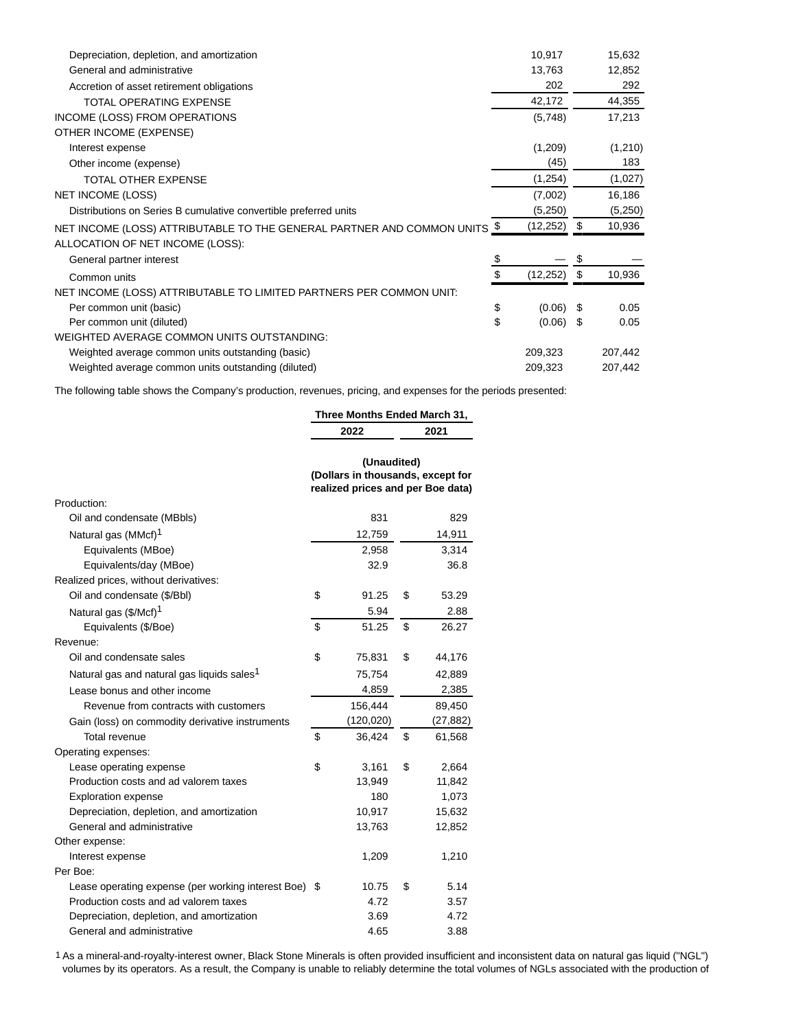| | | |
|---|---|---|
| Depreciation, depletion, and amortization | 10,917 | 15,632 |
| General and administrative | 13,763 | 12,852 |
| Accretion of asset retirement obligations | 202 | 292 |
| TOTAL OPERATING EXPENSE | 42,172 | 44,355 |
| INCOME (LOSS) FROM OPERATIONS | (5,748) | 17,213 |
| OTHER INCOME (EXPENSE) | | |
| Interest expense | (1,209) | (1,210) |
| Other income (expense) | (45) | 183 |
| TOTAL OTHER EXPENSE | (1,254) | (1,027) |
| NET INCOME (LOSS) | (7,002) | 16,186 |
| Distributions on Series B cumulative convertible preferred units | (5,250) | (5,250) |
| NET INCOME (LOSS) ATTRIBUTABLE TO THE GENERAL PARTNER AND COMMON UNITS | $ (12,252) | $ 10,936 |
| ALLOCATION OF NET INCOME (LOSS): | | |
| General partner interest | $ — | $ — |
| Common units | $ (12,252) | $ 10,936 |
| NET INCOME (LOSS) ATTRIBUTABLE TO LIMITED PARTNERS PER COMMON UNIT: | | |
| Per common unit (basic) | $ (0.06) | $ 0.05 |
| Per common unit (diluted) | $ (0.06) | $ 0.05 |
| WEIGHTED AVERAGE COMMON UNITS OUTSTANDING: | | |
| Weighted average common units outstanding (basic) | 209,323 | 207,442 |
| Weighted average common units outstanding (diluted) | 209,323 | 207,442 |

The following table shows the Company's production, revenues, pricing, and expenses for the periods presented:

| | Three Months Ended March 31, | |
|---|---|---|
| | 2022 | 2021 |
| | (Unaudited) (Dollars in thousands, except for realized prices and per Boe data) | |
| Production: | | |
| Oil and condensate (MBbls) | 831 | 829 |
| Natural gas (MMcf)[1] | 12,759 | 14,911 |
| Equivalents (MBoe) | 2,958 | 3,314 |
| Equivalents/day (MBoe) | 32.9 | 36.8 |
| Realized prices, without derivatives: | | |
| Oil and condensate ($/Bbl) | $ 91.25 | $ 53.29 |
| Natural gas ($/Mcf)[1] | 5.94 | 2.88 |
| Equivalents ($/Boe) | $ 51.25 | $ 26.27 |
| Revenue: | | |
| Oil and condensate sales | $ 75,831 | $ 44,176 |
| Natural gas and natural gas liquids sales[1] | 75,754 | 42,889 |
| Lease bonus and other income | 4,859 | 2,385 |
| Revenue from contracts with customers | 156,444 | 89,450 |
| Gain (loss) on commodity derivative instruments | (120,020) | (27,882) |
| Total revenue | $ 36,424 | $ 61,568 |
| Operating expenses: | | |
| Lease operating expense | $ 3,161 | $ 2,664 |
| Production costs and ad valorem taxes | 13,949 | 11,842 |
| Exploration expense | 180 | 1,073 |
| Depreciation, depletion, and amortization | 10,917 | 15,632 |
| General and administrative | 13,763 | 12,852 |
| Other expense: | | |
| Interest expense | 1,209 | 1,210 |
| Per Boe: | | |
| Lease operating expense (per working interest Boe) | $ 10.75 | $ 5.14 |
| Production costs and ad valorem taxes | 4.72 | 3.57 |
| Depreciation, depletion, and amortization | 3.69 | 4.72 |
| General and administrative | 4.65 | 3.88 |

1 As a mineral-and-royalty-interest owner, Black Stone Minerals is often provided insufficient and inconsistent data on natural gas liquid ("NGL") volumes by its operators. As a result, the Company is unable to reliably determine the total volumes of NGLs associated with the production of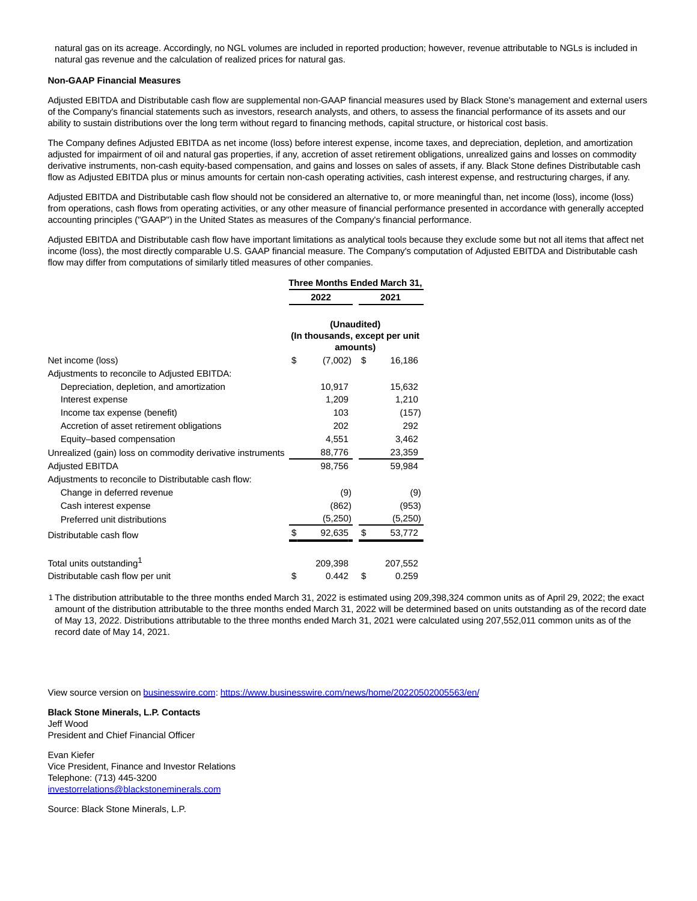natural gas on its acreage. Accordingly, no NGL volumes are included in reported production; however, revenue attributable to NGLs is included in natural gas revenue and the calculation of realized prices for natural gas.

**Non-GAAP Financial Measures**

Adjusted EBITDA and Distributable cash flow are supplemental non-GAAP financial measures used by Black Stone's management and external users of the Company's financial statements such as investors, research analysts, and others, to assess the financial performance of its assets and our ability to sustain distributions over the long term without regard to financing methods, capital structure, or historical cost basis.

The Company defines Adjusted EBITDA as net income (loss) before interest expense, income taxes, and depreciation, depletion, and amortization adjusted for impairment of oil and natural gas properties, if any, accretion of asset retirement obligations, unrealized gains and losses on commodity derivative instruments, non-cash equity-based compensation, and gains and losses on sales of assets, if any. Black Stone defines Distributable cash flow as Adjusted EBITDA plus or minus amounts for certain non-cash operating activities, cash interest expense, and restructuring charges, if any.

Adjusted EBITDA and Distributable cash flow should not be considered an alternative to, or more meaningful than, net income (loss), income (loss) from operations, cash flows from operating activities, or any other measure of financial performance presented in accordance with generally accepted accounting principles ("GAAP") in the United States as measures of the Company's financial performance.

Adjusted EBITDA and Distributable cash flow have important limitations as analytical tools because they exclude some but not all items that affect net income (loss), the most directly comparable U.S. GAAP financial measure. The Company's computation of Adjusted EBITDA and Distributable cash flow may differ from computations of similarly titled measures of other companies.

| | Three Months Ended March 31, | |
|---|---|---|
| | 2022 | 2021 |
| | (Unaudited) (In thousands, except per unit amounts) | |
| Net income (loss) | $ (7,002) | $ 16,186 |
| Adjustments to reconcile to Adjusted EBITDA: | | |
| Depreciation, depletion, and amortization | 10,917 | 15,632 |
| Interest expense | 1,209 | 1,210 |
| Income tax expense (benefit) | 103 | (157) |
| Accretion of asset retirement obligations | 202 | 292 |
| Equity–based compensation | 4,551 | 3,462 |
| Unrealized (gain) loss on commodity derivative instruments | 88,776 | 23,359 |
| Adjusted EBITDA | 98,756 | 59,984 |
| Adjustments to reconcile to Distributable cash flow: | | |
| Change in deferred revenue | (9) | (9) |
| Cash interest expense | (862) | (953) |
| Preferred unit distributions | (5,250) | (5,250) |
| Distributable cash flow | $ 92,635 | $ 53,772 |
| | | |
| Total units outstanding[1] | 209,398 | 207,552 |
| Distributable cash flow per unit | $ 0.442 | $ 0.259 |

1 The distribution attributable to the three months ended March 31, 2022 is estimated using 209,398,324 common units as of April 29, 2022; the exact amount of the distribution attributable to the three months ended March 31, 2022 will be determined based on units outstanding as of the record date of May 13, 2022. Distributions attributable to the three months ended March 31, 2021 were calculated using 207,552,011 common units as of the record date of May 14, 2021.

View source version on businesswire.com: https://www.businesswire.com/news/home/20220502005563/en/

**Black Stone Minerals, L.P. Contacts**
Jeff Wood
President and Chief Financial Officer

Evan Kiefer
Vice President, Finance and Investor Relations
Telephone: (713) 445-3200
investorrelations@blackstoneminerals.com

Source: Black Stone Minerals, L.P.